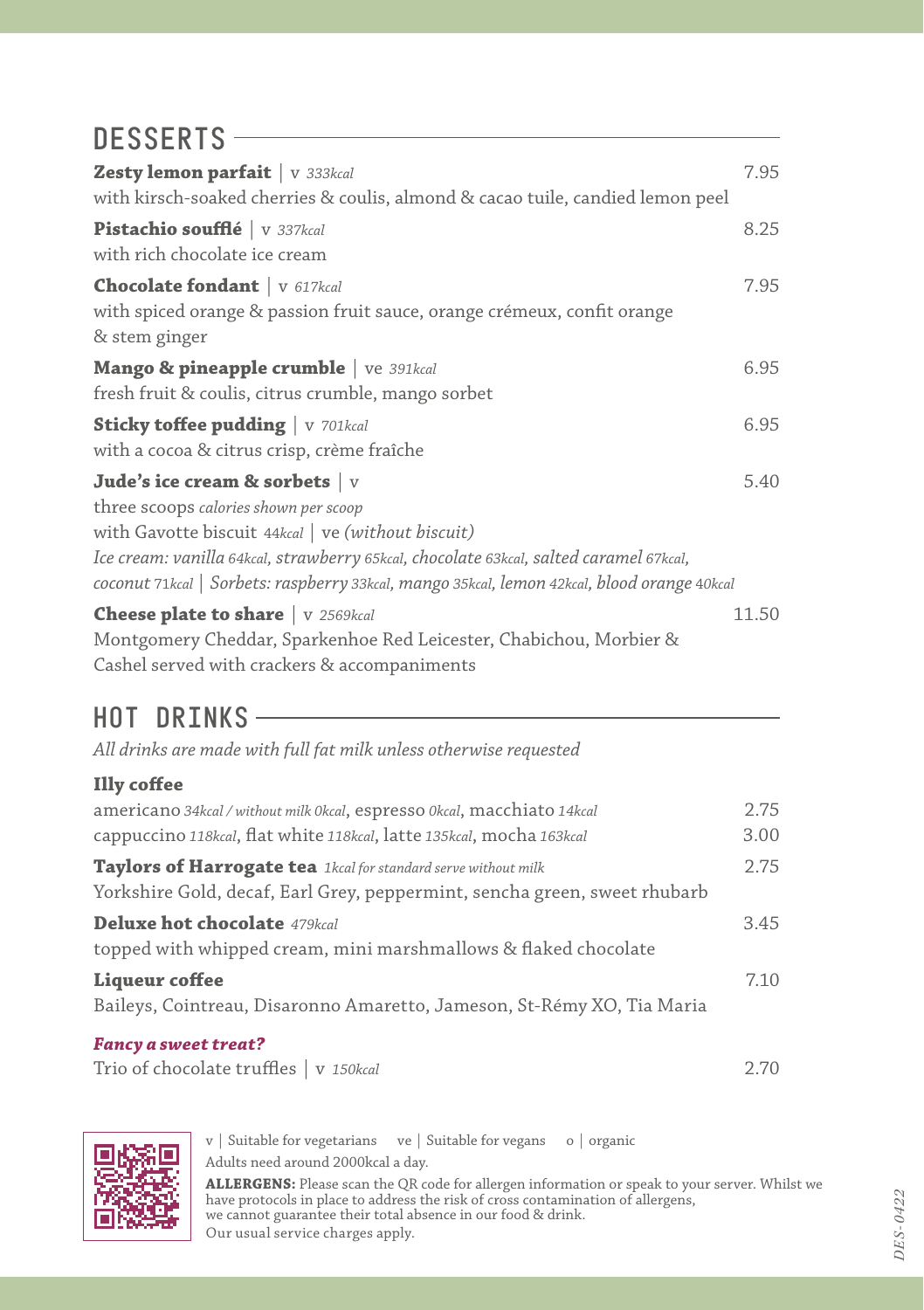## DESSERTS

**Zesty lemon parfait** | v *333kcal* — 7.95
with kirsch-soaked cherries & coulis, almond & cacao tuile, candied lemon peel

**Pistachio soufflé** | v *337kcal* — 8.25
with rich chocolate ice cream

**Chocolate fondant** | v *617kcal* — 7.95
with spiced orange & passion fruit sauce, orange crémeux, confit orange & stem ginger

**Mango & pineapple crumble** | ve *391kcal* — 6.95
fresh fruit & coulis, citrus crumble, mango sorbet

**Sticky toffee pudding** | v *701kcal* — 6.95
with a cocoa & citrus crisp, crème fraîche

**Jude's ice cream & sorbets** | v — 5.40
three scoops *calories shown per scoop*
with Gavotte biscuit 44*kcal* | ve *(without biscuit)*
*Ice cream: vanilla 64kcal, strawberry 65kcal, chocolate 63kcal, salted caramel 67kcal, coconut 71kcal | Sorbets: raspberry 33kcal, mango 35kcal, lemon 42kcal, blood orange 40kcal*

**Cheese plate to share** | v *2569kcal* — 11.50
Montgomery Cheddar, Sparkenhoe Red Leicester, Chabichou, Morbier & Cashel served with crackers & accompaniments

## HOT DRINKS

*All drinks are made with full fat milk unless otherwise requested*

**Illy coffee**
americano *34kcal / without milk 0kcal*, espresso *0kcal*, macchiato *14kcal* — 2.75
cappuccino *118kcal*, flat white *118kcal*, latte *135kcal*, mocha *163kcal* — 3.00

**Taylors of Harrogate tea** *1kcal for standard serve without milk* — 2.75
Yorkshire Gold, decaf, Earl Grey, peppermint, sencha green, sweet rhubarb

**Deluxe hot chocolate** *479kcal* — 3.45
topped with whipped cream, mini marshmallows & flaked chocolate

**Liqueur coffee** — 7.10
Baileys, Cointreau, Disaronno Amaretto, Jameson, St-Rémy XO, Tia Maria

***Fancy a sweet treat?***
Trio of chocolate truffles | v *150kcal* — 2.70

v | Suitable for vegetarians  ve | Suitable for vegans  o | organic
Adults need around 2000kcal a day.

**ALLERGENS:** Please scan the QR code for allergen information or speak to your server. Whilst we have protocols in place to address the risk of cross contamination of allergens, we cannot guarantee their total absence in our food & drink.
Our usual service charges apply.

*DES-0422*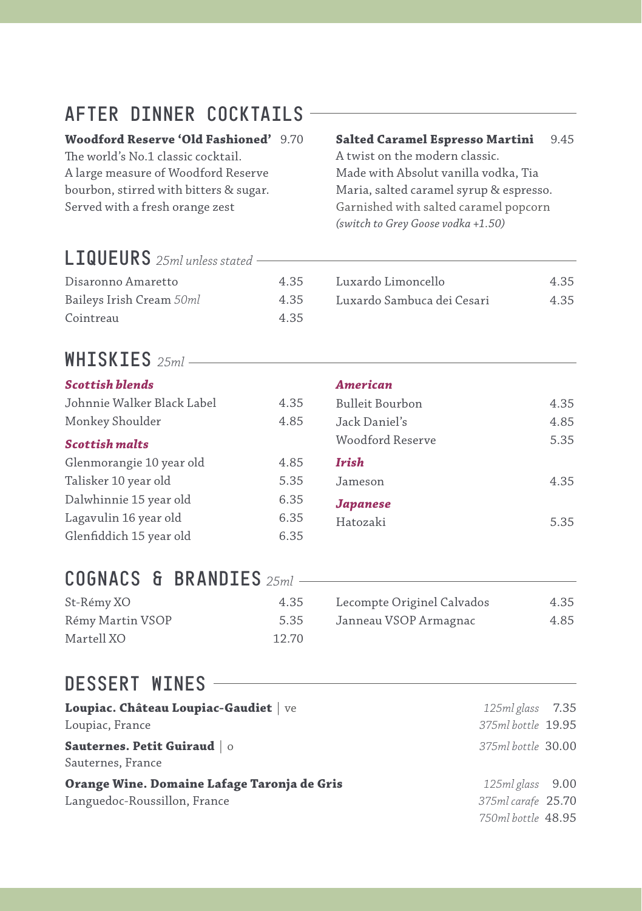## AFTER DINNER COCKTAILS

**Woodford Reserve 'Old Fashioned'** 9.70
The world's No.1 classic cocktail.
A large measure of Woodford Reserve bourbon, stirred with bitters & sugar.
Served with a fresh orange zest

**Salted Caramel Espresso Martini** 9.45
A twist on the modern classic.
Made with Absolut vanilla vodka, Tia Maria, salted caramel syrup & espresso.
Garnished with salted caramel popcorn
*(switch to Grey Goose vodka +1.50)*

## LIQUEURS *25ml unless stated*

| | |
|---|---|
| Disaronno Amaretto | 4.35 |
| Baileys Irish Cream *50ml* | 4.35 |
| Cointreau | 4.35 |
| Luxardo Limoncello | 4.35 |
| Luxardo Sambuca dei Cesari | 4.35 |

## WHISKIES *25ml*

***Scottish blends***

| | |
|---|---|
| Johnnie Walker Black Label | 4.35 |
| Monkey Shoulder | 4.85 |

***Scottish malts***

| | |
|---|---|
| Glenmorangie 10 year old | 4.85 |
| Talisker 10 year old | 5.35 |
| Dalwhinnie 15 year old | 6.35 |
| Lagavulin 16 year old | 6.35 |
| Glenfiddich 15 year old | 6.35 |

***American***

| | |
|---|---|
| Bulleit Bourbon | 4.35 |
| Jack Daniel's | 4.85 |
| Woodford Reserve | 5.35 |

***Irish***

| | |
|---|---|
| Jameson | 4.35 |

***Japanese***

| | |
|---|---|
| Hatozaki | 5.35 |

## COGNACS & BRANDIES *25ml*

| | |
|---|---|
| St-Rémy XO | 4.35 |
| Rémy Martin VSOP | 5.35 |
| Martell XO | 12.70 |
| Lecompte Originel Calvados | 4.35 |
| Janneau VSOP Armagnac | 4.85 |

## DESSERT WINES

**Loupiac. Château Loupiac-Gaudiet** | ve
Loupiac, France
*125ml glass* 7.35
*375ml bottle* 19.95

**Sauternes. Petit Guiraud** | o
Sauternes, France
*375ml bottle* 30.00

**Orange Wine. Domaine Lafage Taronja de Gris**
Languedoc-Roussillon, France
*125ml glass* 9.00
*375ml carafe* 25.70
*750ml bottle* 48.95